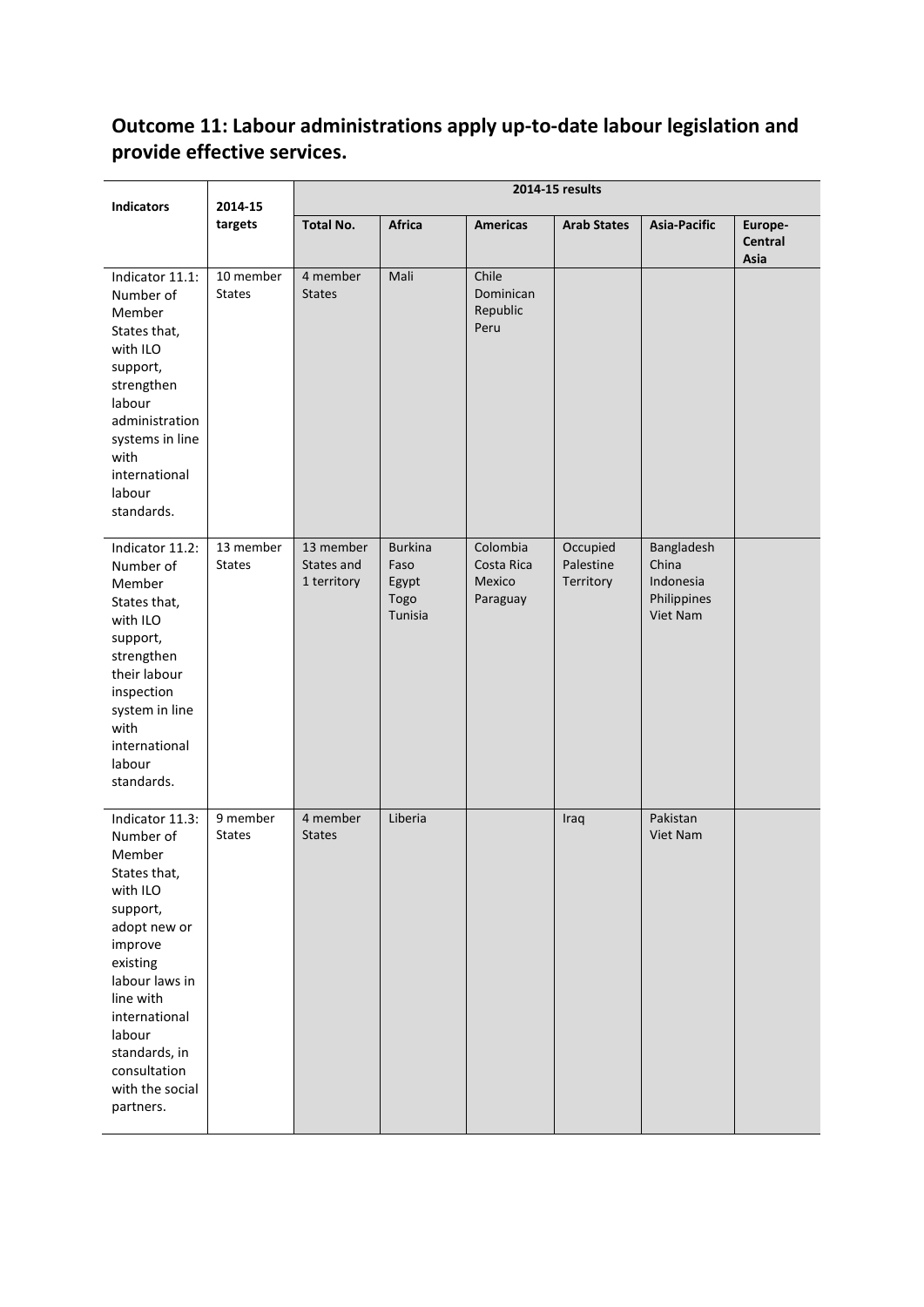## Outcome 11: Labour administrations apply up-to-date labour legislation and provide effective services.

| Indicators | 2014-15 targets | 2014-15 results | | | | | |
|---|---|---|---|---|---|---|---|
| | | Total No. | Africa | Americas | Arab States | Asia-Pacific | Europe-Central Asia |
| Indicator 11.1: Number of Member States that, with ILO support, strengthen labour administration systems in line with international labour standards. | 10 member States | 4 member States | Mali | Chile<br>Dominican Republic<br>Peru | | | |
| Indicator 11.2: Number of Member States that, with ILO support, strengthen their labour inspection system in line with international labour standards. | 13 member States | 13 member States and 1 territory | Burkina Faso<br>Egypt<br>Togo<br>Tunisia | Colombia<br>Costa Rica<br>Mexico<br>Paraguay | Occupied Palestine Territory | Bangladesh<br>China<br>Indonesia<br>Philippines<br>Viet Nam | |
| Indicator 11.3: Number of Member States that, with ILO support, adopt new or improve existing labour laws in line with international labour standards, in consultation with the social partners. | 9 member States | 4 member States | Liberia | | Iraq | Pakistan<br>Viet Nam | |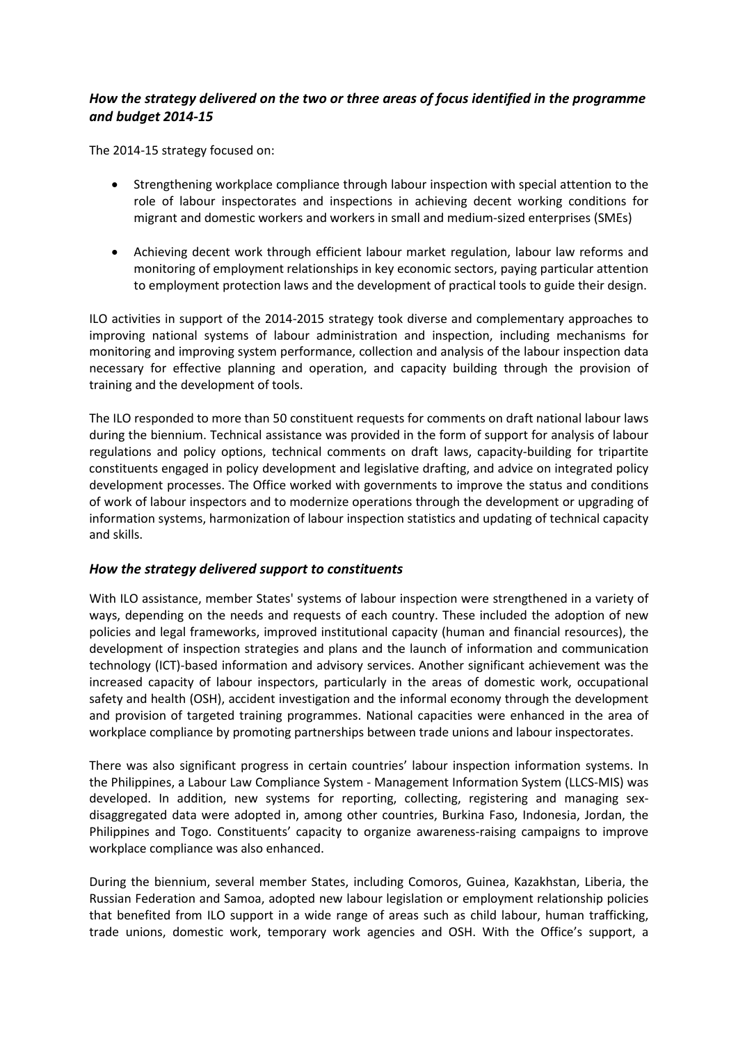### *How the strategy delivered on the two or three areas of focus identified in the programme and budget 2014-15*

The 2014-15 strategy focused on:

- Strengthening workplace compliance through labour inspection with special attention to the role of labour inspectorates and inspections in achieving decent working conditions for migrant and domestic workers and workers in small and medium-sized enterprises (SMEs)
- Achieving decent work through efficient labour market regulation, labour law reforms and monitoring of employment relationships in key economic sectors, paying particular attention to employment protection laws and the development of practical tools to guide their design.

ILO activities in support of the 2014-2015 strategy took diverse and complementary approaches to improving national systems of labour administration and inspection, including mechanisms for monitoring and improving system performance, collection and analysis of the labour inspection data necessary for effective planning and operation, and capacity building through the provision of training and the development of tools.

The ILO responded to more than 50 constituent requests for comments on draft national labour laws during the biennium. Technical assistance was provided in the form of support for analysis of labour regulations and policy options, technical comments on draft laws, capacity-building for tripartite constituents engaged in policy development and legislative drafting, and advice on integrated policy development processes. The Office worked with governments to improve the status and conditions of work of labour inspectors and to modernize operations through the development or upgrading of information systems, harmonization of labour inspection statistics and updating of technical capacity and skills.

### *How the strategy delivered support to constituents*

With ILO assistance, member States' systems of labour inspection were strengthened in a variety of ways, depending on the needs and requests of each country. These included the adoption of new policies and legal frameworks, improved institutional capacity (human and financial resources), the development of inspection strategies and plans and the launch of information and communication technology (ICT)-based information and advisory services. Another significant achievement was the increased capacity of labour inspectors, particularly in the areas of domestic work, occupational safety and health (OSH), accident investigation and the informal economy through the development and provision of targeted training programmes. National capacities were enhanced in the area of workplace compliance by promoting partnerships between trade unions and labour inspectorates.

There was also significant progress in certain countries' labour inspection information systems. In the Philippines, a Labour Law Compliance System - Management Information System (LLCS-MIS) was developed. In addition, new systems for reporting, collecting, registering and managing sex-disaggregated data were adopted in, among other countries, Burkina Faso, Indonesia, Jordan, the Philippines and Togo. Constituents' capacity to organize awareness-raising campaigns to improve workplace compliance was also enhanced.

During the biennium, several member States, including Comoros, Guinea, Kazakhstan, Liberia, the Russian Federation and Samoa, adopted new labour legislation or employment relationship policies that benefited from ILO support in a wide range of areas such as child labour, human trafficking, trade unions, domestic work, temporary work agencies and OSH. With the Office's support, a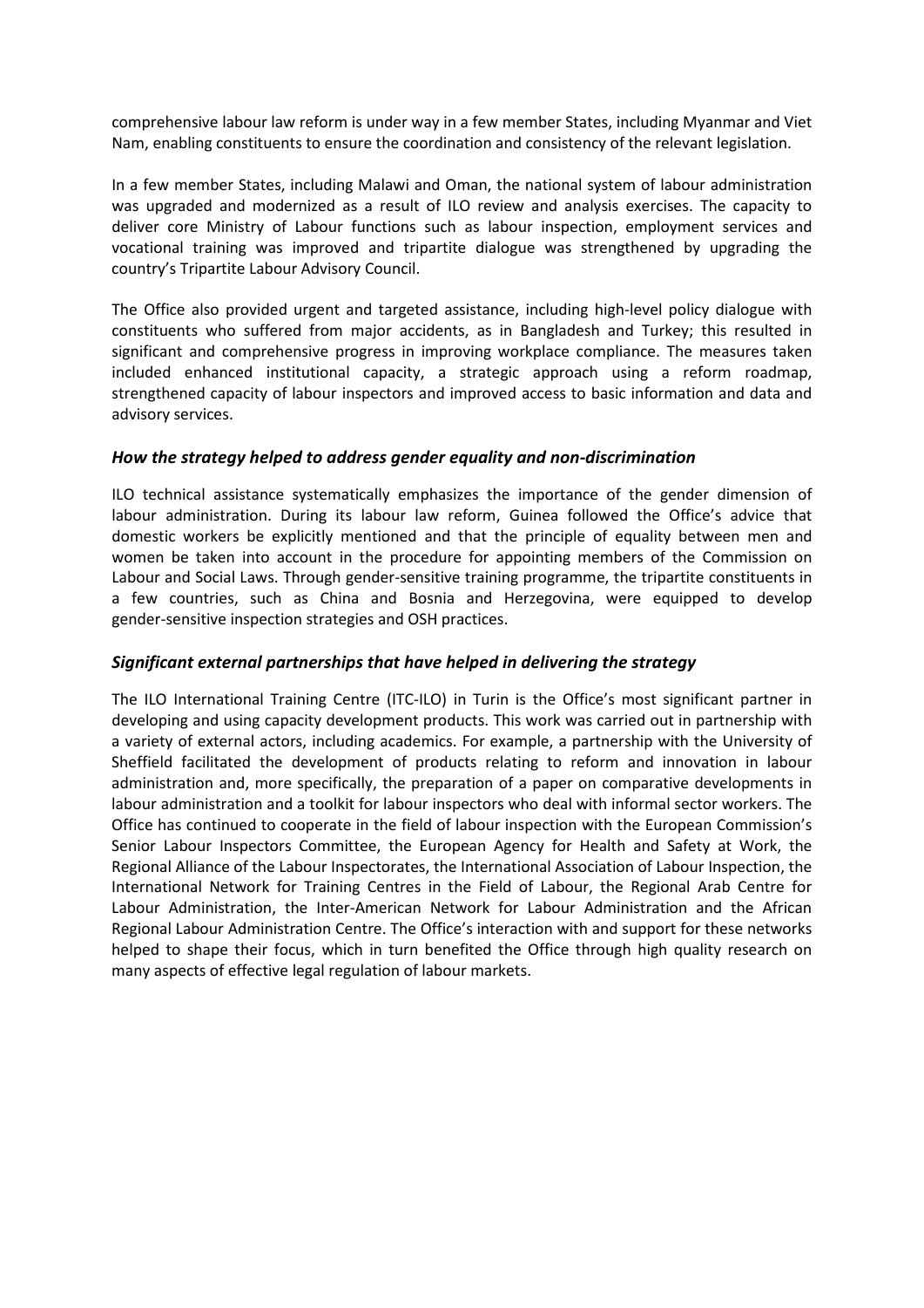comprehensive labour law reform is under way in a few member States, including Myanmar and Viet Nam, enabling constituents to ensure the coordination and consistency of the relevant legislation.

In a few member States, including Malawi and Oman, the national system of labour administration was upgraded and modernized as a result of ILO review and analysis exercises. The capacity to deliver core Ministry of Labour functions such as labour inspection, employment services and vocational training was improved and tripartite dialogue was strengthened by upgrading the country's Tripartite Labour Advisory Council.

The Office also provided urgent and targeted assistance, including high-level policy dialogue with constituents who suffered from major accidents, as in Bangladesh and Turkey; this resulted in significant and comprehensive progress in improving workplace compliance. The measures taken included enhanced institutional capacity, a strategic approach using a reform roadmap, strengthened capacity of labour inspectors and improved access to basic information and data and advisory services.

### *How the strategy helped to address gender equality and non-discrimination*

ILO technical assistance systematically emphasizes the importance of the gender dimension of labour administration. During its labour law reform, Guinea followed the Office's advice that domestic workers be explicitly mentioned and that the principle of equality between men and women be taken into account in the procedure for appointing members of the Commission on Labour and Social Laws. Through gender-sensitive training programme, the tripartite constituents in a few countries, such as China and Bosnia and Herzegovina, were equipped to develop gender-sensitive inspection strategies and OSH practices.

### *Significant external partnerships that have helped in delivering the strategy*

The ILO International Training Centre (ITC-ILO) in Turin is the Office's most significant partner in developing and using capacity development products. This work was carried out in partnership with a variety of external actors, including academics. For example, a partnership with the University of Sheffield facilitated the development of products relating to reform and innovation in labour administration and, more specifically, the preparation of a paper on comparative developments in labour administration and a toolkit for labour inspectors who deal with informal sector workers. The Office has continued to cooperate in the field of labour inspection with the European Commission's Senior Labour Inspectors Committee, the European Agency for Health and Safety at Work, the Regional Alliance of the Labour Inspectorates, the International Association of Labour Inspection, the International Network for Training Centres in the Field of Labour, the Regional Arab Centre for Labour Administration, the Inter-American Network for Labour Administration and the African Regional Labour Administration Centre. The Office's interaction with and support for these networks helped to shape their focus, which in turn benefited the Office through high quality research on many aspects of effective legal regulation of labour markets.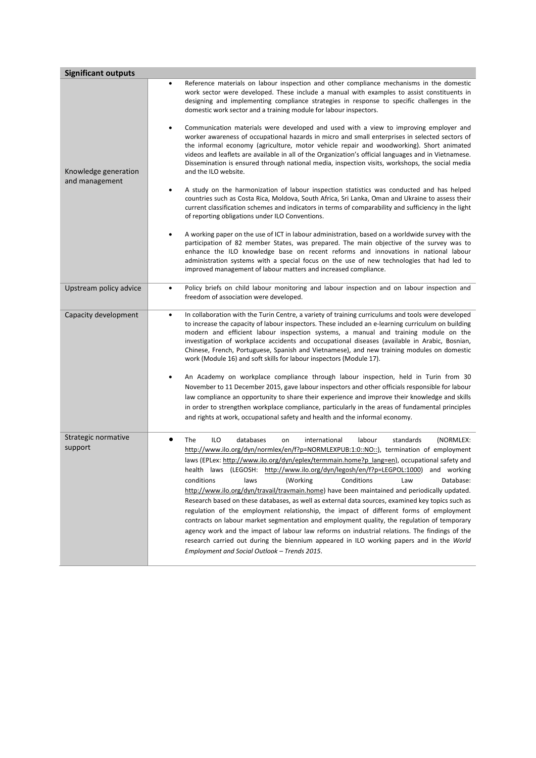| Significant outputs | |
|---|---|
| Knowledge generation and management | • Reference materials on labour inspection and other compliance mechanisms in the domestic work sector were developed. These include a manual with examples to assist constituents in designing and implementing compliance strategies in response to specific challenges in the domestic work sector and a training module for labour inspectors.<br><br>• Communication materials were developed and used with a view to improving employer and worker awareness of occupational hazards in micro and small enterprises in selected sectors of the informal economy (agriculture, motor vehicle repair and woodworking). Short animated videos and leaflets are available in all of the Organization's official languages and in Vietnamese. Dissemination is ensured through national media, inspection visits, workshops, the social media and the ILO website.<br><br>• A study on the harmonization of labour inspection statistics was conducted and has helped countries such as Costa Rica, Moldova, South Africa, Sri Lanka, Oman and Ukraine to assess their current classification schemes and indicators in terms of comparability and sufficiency in the light of reporting obligations under ILO Conventions.<br><br>• A working paper on the use of ICT in labour administration, based on a worldwide survey with the participation of 82 member States, was prepared. The main objective of the survey was to enhance the ILO knowledge base on recent reforms and innovations in national labour administration systems with a special focus on the use of new technologies that had led to improved management of labour matters and increased compliance. |
| Upstream policy advice | • Policy briefs on child labour monitoring and labour inspection and on labour inspection and freedom of association were developed. |
| Capacity development | • In collaboration with the Turin Centre, a variety of training curriculums and tools were developed to increase the capacity of labour inspectors. These included an e-learning curriculum on building modern and efficient labour inspection systems, a manual and training module on the investigation of workplace accidents and occupational diseases (available in Arabic, Bosnian, Chinese, French, Portuguese, Spanish and Vietnamese), and new training modules on domestic work (Module 16) and soft skills for labour inspectors (Module 17).<br><br>• An Academy on workplace compliance through labour inspection, held in Turin from 30 November to 11 December 2015, gave labour inspectors and other officials responsible for labour law compliance an opportunity to share their experience and improve their knowledge and skills in order to strengthen workplace compliance, particularly in the areas of fundamental principles and rights at work, occupational safety and health and the informal economy. |
| Strategic normative support | • The ILO databases on international labour standards (NORMLEX: http://www.ilo.org/dyn/normlex/en/f?p=NORMLEXPUB:1:0::NO::), termination of employment laws (EPLex: http://www.ilo.org/dyn/eplex/termmain.home?p_lang=en), occupational safety and health laws (LEGOSH: http://www.ilo.org/dyn/legosh/en/f?p=LEGPOL:1000) and working conditions laws (Working Conditions Law Database: http://www.ilo.org/dyn/travail/travmain.home) have been maintained and periodically updated. Research based on these databases, as well as external data sources, examined key topics such as regulation of the employment relationship, the impact of different forms of employment contracts on labour market segmentation and employment quality, the regulation of temporary agency work and the impact of labour law reforms on industrial relations. The findings of the research carried out during the biennium appeared in ILO working papers and in the *World Employment and Social Outlook – Trends 2015*. |